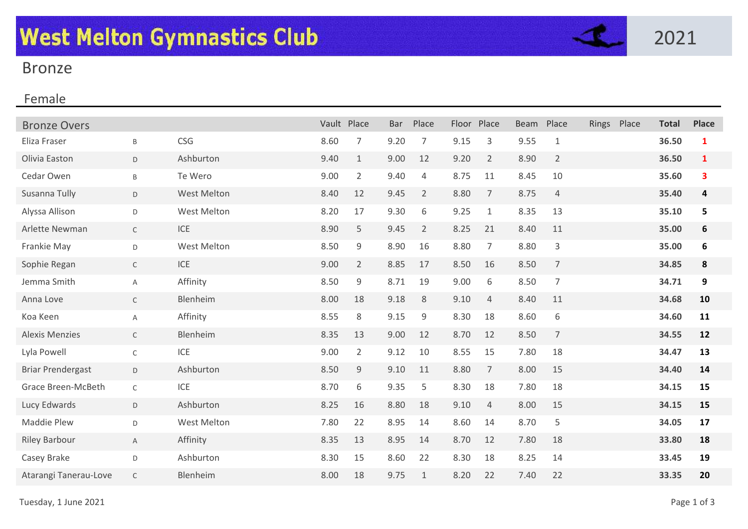# West Melton Gymnastics Club

2021

## Bronze

### Female

| Bronze Overs | | | Vault | Place | Bar | Place | Floor | Place | Beam | Place | Rings | Place | Total | Place |
|---|---|---|---|---|---|---|---|---|---|---|---|---|---|---|
| Eliza Fraser | B | CSG | 8.60 | 7 | 9.20 | 7 | 9.15 | 3 | 9.55 | 1 | | | **36.50** | **1** |
| Olivia Easton | D | Ashburton | 9.40 | 1 | 9.00 | 12 | 9.20 | 2 | 8.90 | 2 | | | **36.50** | **1** |
| Cedar Owen | B | Te Wero | 9.00 | 2 | 9.40 | 4 | 8.75 | 11 | 8.45 | 10 | | | **35.60** | **3** |
| Susanna Tully | D | West Melton | 8.40 | 12 | 9.45 | 2 | 8.80 | 7 | 8.75 | 4 | | | **35.40** | **4** |
| Alyssa Allison | D | West Melton | 8.20 | 17 | 9.30 | 6 | 9.25 | 1 | 8.35 | 13 | | | **35.10** | **5** |
| Arlette Newman | C | ICE | 8.90 | 5 | 9.45 | 2 | 8.25 | 21 | 8.40 | 11 | | | **35.00** | **6** |
| Frankie May | D | West Melton | 8.50 | 9 | 8.90 | 16 | 8.80 | 7 | 8.80 | 3 | | | **35.00** | **6** |
| Sophie Regan | C | ICE | 9.00 | 2 | 8.85 | 17 | 8.50 | 16 | 8.50 | 7 | | | **34.85** | **8** |
| Jemma Smith | A | Affinity | 8.50 | 9 | 8.71 | 19 | 9.00 | 6 | 8.50 | 7 | | | **34.71** | **9** |
| Anna Love | C | Blenheim | 8.00 | 18 | 9.18 | 8 | 9.10 | 4 | 8.40 | 11 | | | **34.68** | **10** |
| Koa Keen | A | Affinity | 8.55 | 8 | 9.15 | 9 | 8.30 | 18 | 8.60 | 6 | | | **34.60** | **11** |
| Alexis Menzies | C | Blenheim | 8.35 | 13 | 9.00 | 12 | 8.70 | 12 | 8.50 | 7 | | | **34.55** | **12** |
| Lyla Powell | C | ICE | 9.00 | 2 | 9.12 | 10 | 8.55 | 15 | 7.80 | 18 | | | **34.47** | **13** |
| Briar Prendergast | D | Ashburton | 8.50 | 9 | 9.10 | 11 | 8.80 | 7 | 8.00 | 15 | | | **34.40** | **14** |
| Grace Breen-McBeth | C | ICE | 8.70 | 6 | 9.35 | 5 | 8.30 | 18 | 7.80 | 18 | | | **34.15** | **15** |
| Lucy Edwards | D | Ashburton | 8.25 | 16 | 8.80 | 18 | 9.10 | 4 | 8.00 | 15 | | | **34.15** | **15** |
| Maddie Plew | D | West Melton | 7.80 | 22 | 8.95 | 14 | 8.60 | 14 | 8.70 | 5 | | | **34.05** | **17** |
| Riley Barbour | A | Affinity | 8.35 | 13 | 8.95 | 14 | 8.70 | 12 | 7.80 | 18 | | | **33.80** | **18** |
| Casey Brake | D | Ashburton | 8.30 | 15 | 8.60 | 22 | 8.30 | 18 | 8.25 | 14 | | | **33.45** | **19** |
| Atarangi Tanerau-Love | C | Blenheim | 8.00 | 18 | 9.75 | 1 | 8.20 | 22 | 7.40 | 22 | | | **33.35** | **20** |

Tuesday, 1 June 2021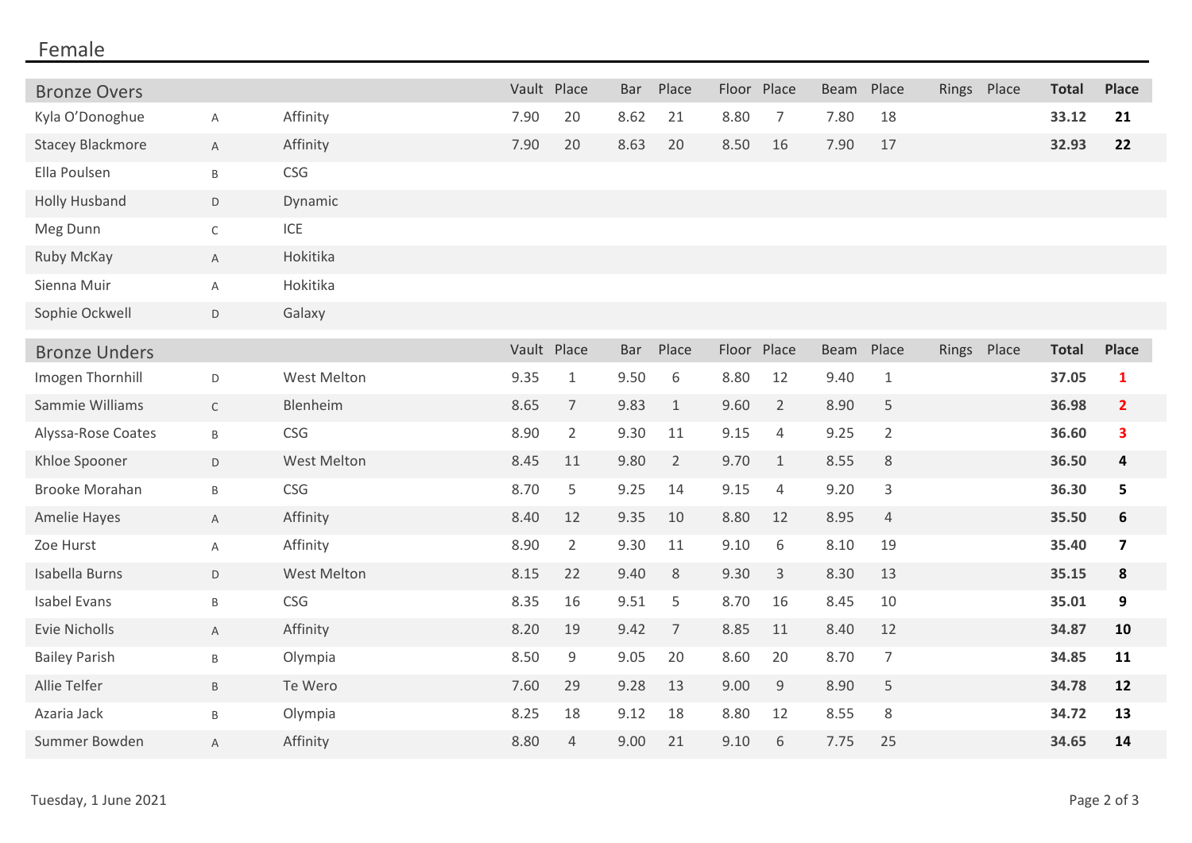## Female

### Bronze Overs

| Name | | Club | Vault | Place | Bar | Place | Floor | Place | Beam | Place | Rings | Place | Total | Place |
|---|---|---|---|---|---|---|---|---|---|---|---|---|---|---|
| Kyla O'Donoghue | A | Affinity | 7.90 | 20 | 8.62 | 21 | 8.80 | 7 | 7.80 | 18 | | | **33.12** | **21** |
| Stacey Blackmore | A | Affinity | 7.90 | 20 | 8.63 | 20 | 8.50 | 16 | 7.90 | 17 | | | **32.93** | **22** |
| Ella Poulsen | B | CSG | | | | | | | | | | | | |
| Holly Husband | D | Dynamic | | | | | | | | | | | | |
| Meg Dunn | C | ICE | | | | | | | | | | | | |
| Ruby McKay | A | Hokitika | | | | | | | | | | | | |
| Sienna Muir | A | Hokitika | | | | | | | | | | | | |
| Sophie Ockwell | D | Galaxy | | | | | | | | | | | | |

### Bronze Unders

| Name | | Club | Vault | Place | Bar | Place | Floor | Place | Beam | Place | Rings | Place | Total | Place |
|---|---|---|---|---|---|---|---|---|---|---|---|---|---|---|
| Imogen Thornhill | D | West Melton | 9.35 | 1 | 9.50 | 6 | 8.80 | 12 | 9.40 | 1 | | | **37.05** | **1** |
| Sammie Williams | C | Blenheim | 8.65 | 7 | 9.83 | 1 | 9.60 | 2 | 8.90 | 5 | | | **36.98** | **2** |
| Alyssa-Rose Coates | B | CSG | 8.90 | 2 | 9.30 | 11 | 9.15 | 4 | 9.25 | 2 | | | **36.60** | **3** |
| Khloe Spooner | D | West Melton | 8.45 | 11 | 9.80 | 2 | 9.70 | 1 | 8.55 | 8 | | | **36.50** | **4** |
| Brooke Morahan | B | CSG | 8.70 | 5 | 9.25 | 14 | 9.15 | 4 | 9.20 | 3 | | | **36.30** | **5** |
| Amelie Hayes | A | Affinity | 8.40 | 12 | 9.35 | 10 | 8.80 | 12 | 8.95 | 4 | | | **35.50** | **6** |
| Zoe Hurst | A | Affinity | 8.90 | 2 | 9.30 | 11 | 9.10 | 6 | 8.10 | 19 | | | **35.40** | **7** |
| Isabella Burns | D | West Melton | 8.15 | 22 | 9.40 | 8 | 9.30 | 3 | 8.30 | 13 | | | **35.15** | **8** |
| Isabel Evans | B | CSG | 8.35 | 16 | 9.51 | 5 | 8.70 | 16 | 8.45 | 10 | | | **35.01** | **9** |
| Evie Nicholls | A | Affinity | 8.20 | 19 | 9.42 | 7 | 8.85 | 11 | 8.40 | 12 | | | **34.87** | **10** |
| Bailey Parish | B | Olympia | 8.50 | 9 | 9.05 | 20 | 8.60 | 20 | 8.70 | 7 | | | **34.85** | **11** |
| Allie Telfer | B | Te Wero | 7.60 | 29 | 9.28 | 13 | 9.00 | 9 | 8.90 | 5 | | | **34.78** | **12** |
| Azaria Jack | B | Olympia | 8.25 | 18 | 9.12 | 18 | 8.80 | 12 | 8.55 | 8 | | | **34.72** | **13** |
| Summer Bowden | A | Affinity | 8.80 | 4 | 9.00 | 21 | 9.10 | 6 | 7.75 | 25 | | | **34.65** | **14** |

Tuesday, 1 June 2021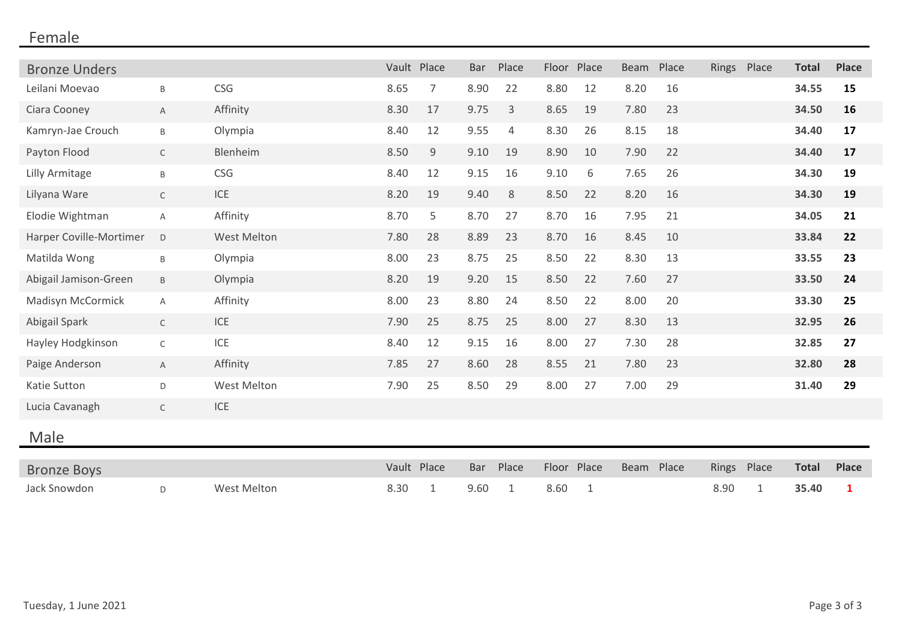## Female

| Bronze Unders | | | Vault | Place | Bar | Place | Floor | Place | Beam | Place | Rings | Place | **Total** | **Place** |
|---|---|---|---|---|---|---|---|---|---|---|---|---|---|---|
| Leilani Moevao | B | CSG | 8.65 | 7 | 8.90 | 22 | 8.80 | 12 | 8.20 | 16 | | | **34.55** | **15** |
| Ciara Cooney | A | Affinity | 8.30 | 17 | 9.75 | 3 | 8.65 | 19 | 7.80 | 23 | | | **34.50** | **16** |
| Kamryn-Jae Crouch | B | Olympia | 8.40 | 12 | 9.55 | 4 | 8.30 | 26 | 8.15 | 18 | | | **34.40** | **17** |
| Payton Flood | C | Blenheim | 8.50 | 9 | 9.10 | 19 | 8.90 | 10 | 7.90 | 22 | | | **34.40** | **17** |
| Lilly Armitage | B | CSG | 8.40 | 12 | 9.15 | 16 | 9.10 | 6 | 7.65 | 26 | | | **34.30** | **19** |
| Lilyana Ware | C | ICE | 8.20 | 19 | 9.40 | 8 | 8.50 | 22 | 8.20 | 16 | | | **34.30** | **19** |
| Elodie Wightman | A | Affinity | 8.70 | 5 | 8.70 | 27 | 8.70 | 16 | 7.95 | 21 | | | **34.05** | **21** |
| Harper Coville-Mortimer | D | West Melton | 7.80 | 28 | 8.89 | 23 | 8.70 | 16 | 8.45 | 10 | | | **33.84** | **22** |
| Matilda Wong | B | Olympia | 8.00 | 23 | 8.75 | 25 | 8.50 | 22 | 8.30 | 13 | | | **33.55** | **23** |
| Abigail Jamison-Green | B | Olympia | 8.20 | 19 | 9.20 | 15 | 8.50 | 22 | 7.60 | 27 | | | **33.50** | **24** |
| Madisyn McCormick | A | Affinity | 8.00 | 23 | 8.80 | 24 | 8.50 | 22 | 8.00 | 20 | | | **33.30** | **25** |
| Abigail Spark | C | ICE | 7.90 | 25 | 8.75 | 25 | 8.00 | 27 | 8.30 | 13 | | | **32.95** | **26** |
| Hayley Hodgkinson | C | ICE | 8.40 | 12 | 9.15 | 16 | 8.00 | 27 | 7.30 | 28 | | | **32.85** | **27** |
| Paige Anderson | A | Affinity | 7.85 | 27 | 8.60 | 28 | 8.55 | 21 | 7.80 | 23 | | | **32.80** | **28** |
| Katie Sutton | D | West Melton | 7.90 | 25 | 8.50 | 29 | 8.00 | 27 | 7.00 | 29 | | | **31.40** | **29** |
| Lucia Cavanagh | C | ICE | | | | | | | | | | | | |

## Male

| Bronze Boys | | | Vault | Place | Bar | Place | Floor | Place | Beam | Place | Rings | Place | **Total** | **Place** |
|---|---|---|---|---|---|---|---|---|---|---|---|---|---|---|
| Jack Snowdon | D | West Melton | 8.30 | 1 | 9.60 | 1 | 8.60 | 1 | | | 8.90 | 1 | **35.40** | **1** |

Tuesday, 1 June 2021